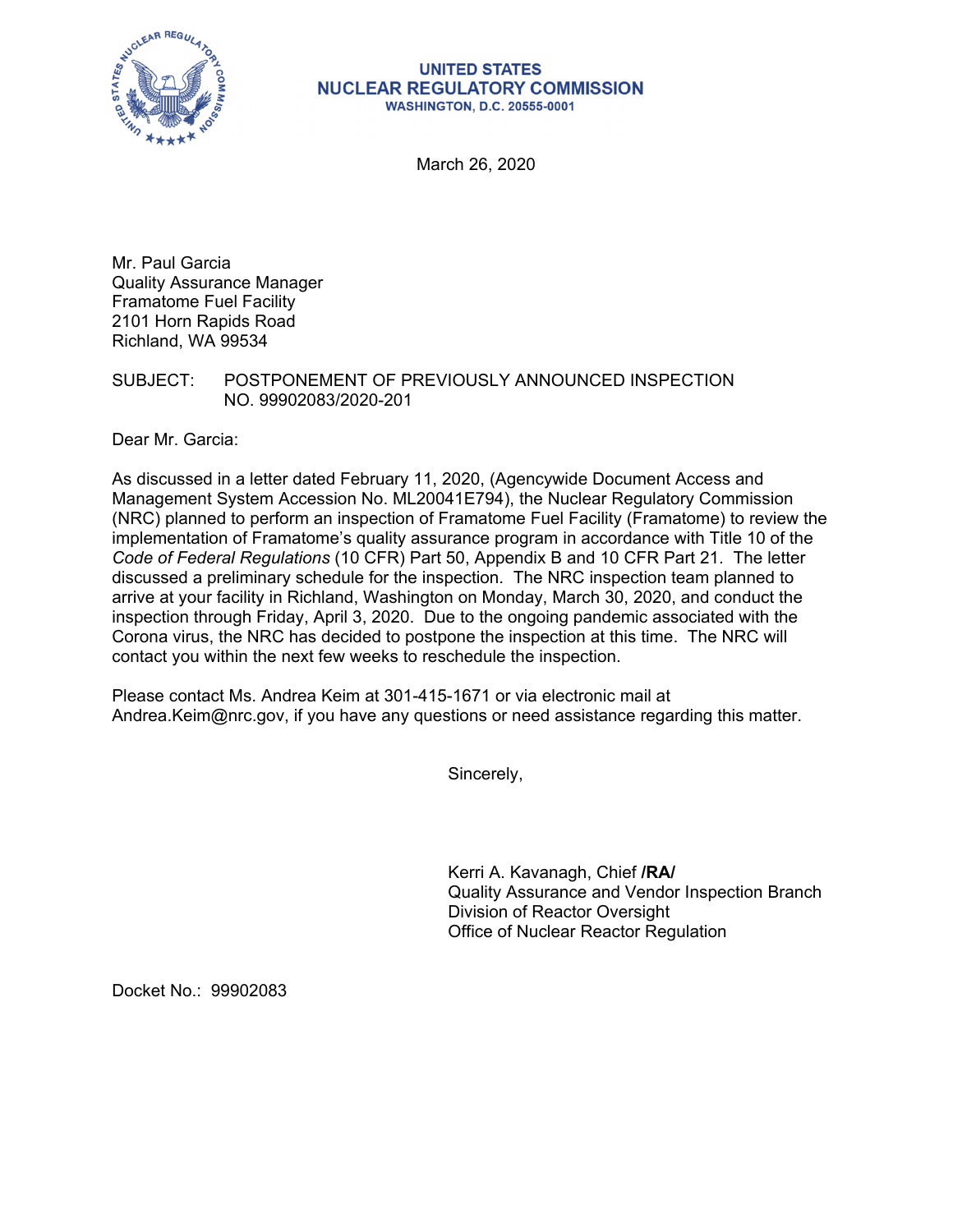**UNITED STATES**
**NUCLEAR REGULATORY COMMISSION**
**WASHINGTON, D.C. 20555-0001**

March 26, 2020

Mr. Paul Garcia
Quality Assurance Manager
Framatome Fuel Facility
2101 Horn Rapids Road
Richland, WA 99534

SUBJECT: POSTPONEMENT OF PREVIOUSLY ANNOUNCED INSPECTION NO. 99902083/2020-201

Dear Mr. Garcia:

As discussed in a letter dated February 11, 2020, (Agencywide Document Access and Management System Accession No. ML20041E794), the Nuclear Regulatory Commission (NRC) planned to perform an inspection of Framatome Fuel Facility (Framatome) to review the implementation of Framatome's quality assurance program in accordance with Title 10 of the *Code of Federal Regulations* (10 CFR) Part 50, Appendix B and 10 CFR Part 21. The letter discussed a preliminary schedule for the inspection. The NRC inspection team planned to arrive at your facility in Richland, Washington on Monday, March 30, 2020, and conduct the inspection through Friday, April 3, 2020. Due to the ongoing pandemic associated with the Corona virus, the NRC has decided to postpone the inspection at this time. The NRC will contact you within the next few weeks to reschedule the inspection.

Please contact Ms. Andrea Keim at 301-415-1671 or via electronic mail at Andrea.Keim@nrc.gov, if you have any questions or need assistance regarding this matter.

Sincerely,

Kerri A. Kavanagh, Chief **/RA/**
Quality Assurance and Vendor Inspection Branch
Division of Reactor Oversight
Office of Nuclear Reactor Regulation

Docket No.: 99902083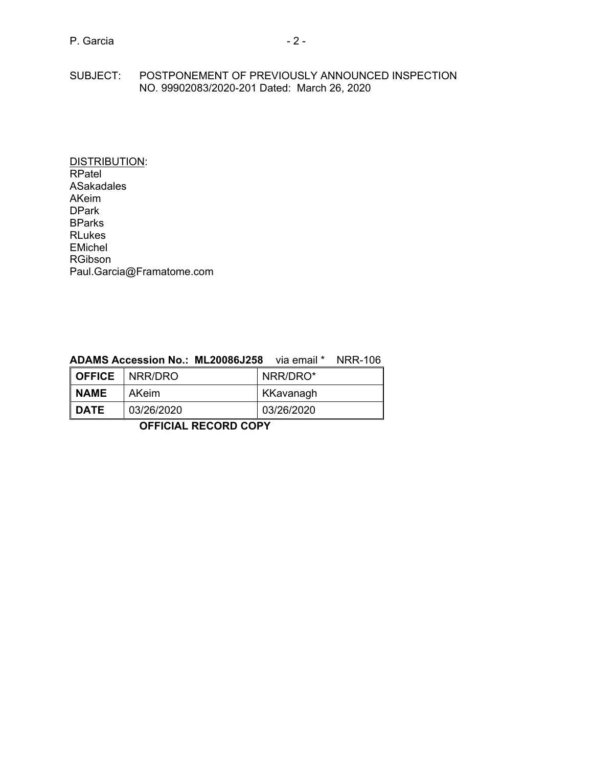SUBJECT: POSTPONEMENT OF PREVIOUSLY ANNOUNCED INSPECTION NO. 99902083/2020-201 Dated: March 26, 2020

DISTRIBUTION:
RPatel
ASakadales
AKeim
DPark
BParks
RLukes
EMichel
RGibson
Paul.Garcia@Framatome.com

**ADAMS Accession No.: ML20086J258** via email * NRR-106

| | | |
|---|---|---|
| **OFFICE** | NRR/DRO | NRR/DRO* |
| **NAME** | AKeim | KKavanagh |
| **DATE** | 03/26/2020 | 03/26/2020 |

**OFFICIAL RECORD COPY**